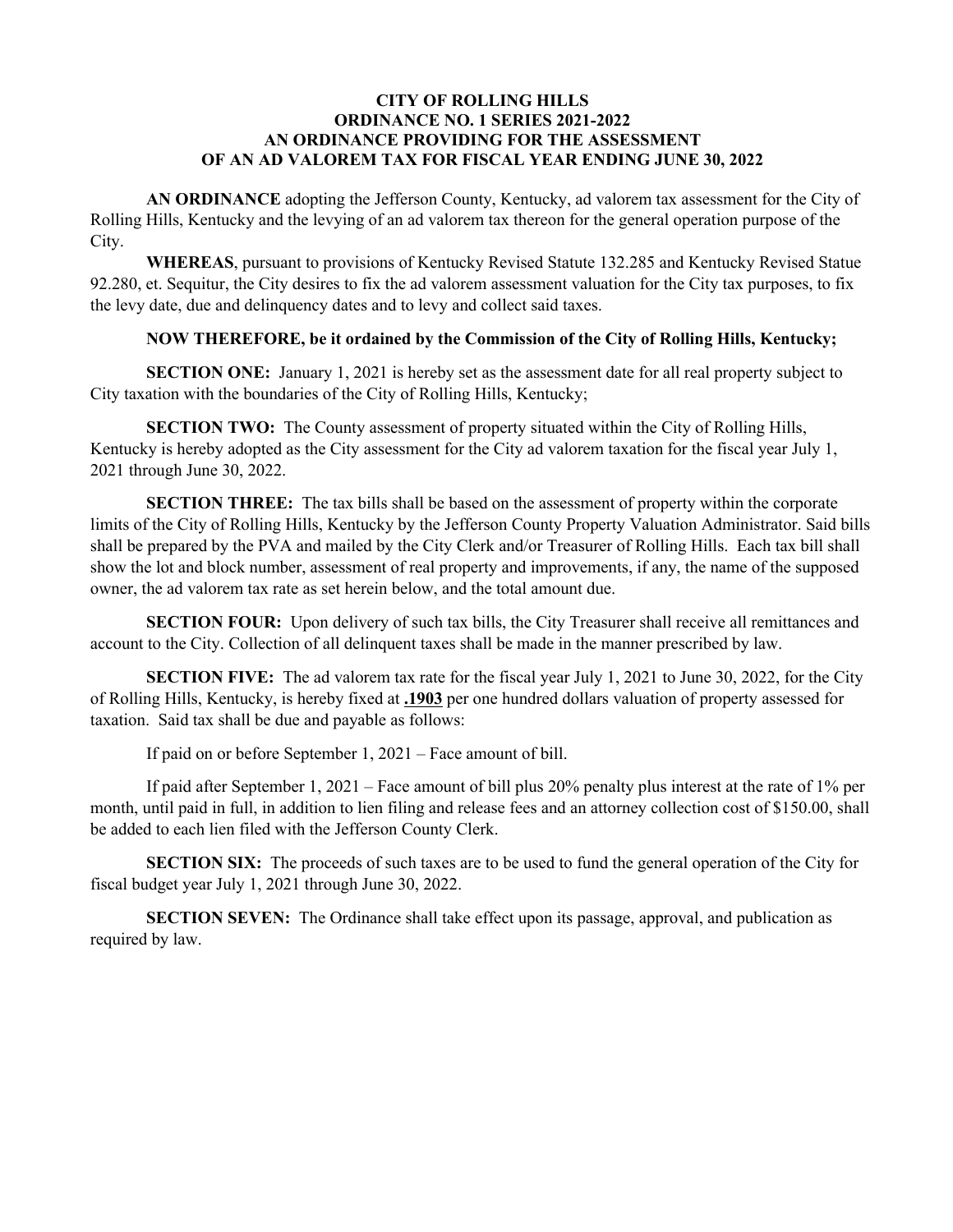**CITY OF ROLLING HILLS**
**ORDINANCE NO. 1 SERIES 2021-2022**
**AN ORDINANCE PROVIDING FOR THE ASSESSMENT OF AN AD VALOREM TAX FOR FISCAL YEAR ENDING JUNE 30, 2022**

**AN ORDINANCE** adopting the Jefferson County, Kentucky, ad valorem tax assessment for the City of Rolling Hills, Kentucky and the levying of an ad valorem tax thereon for the general operation purpose of the City.

**WHEREAS**, pursuant to provisions of Kentucky Revised Statute 132.285 and Kentucky Revised Statue 92.280, et. Sequitur, the City desires to fix the ad valorem assessment valuation for the City tax purposes, to fix the levy date, due and delinquency dates and to levy and collect said taxes.

**NOW THEREFORE, be it ordained by the Commission of the City of Rolling Hills, Kentucky;**

**SECTION ONE:** January 1, 2021 is hereby set as the assessment date for all real property subject to City taxation with the boundaries of the City of Rolling Hills, Kentucky;

**SECTION TWO:** The County assessment of property situated within the City of Rolling Hills, Kentucky is hereby adopted as the City assessment for the City ad valorem taxation for the fiscal year July 1, 2021 through June 30, 2022.

**SECTION THREE:** The tax bills shall be based on the assessment of property within the corporate limits of the City of Rolling Hills, Kentucky by the Jefferson County Property Valuation Administrator. Said bills shall be prepared by the PVA and mailed by the City Clerk and/or Treasurer of Rolling Hills. Each tax bill shall show the lot and block number, assessment of real property and improvements, if any, the name of the supposed owner, the ad valorem tax rate as set herein below, and the total amount due.

**SECTION FOUR:** Upon delivery of such tax bills, the City Treasurer shall receive all remittances and account to the City. Collection of all delinquent taxes shall be made in the manner prescribed by law.

**SECTION FIVE:** The ad valorem tax rate for the fiscal year July 1, 2021 to June 30, 2022, for the City of Rolling Hills, Kentucky, is hereby fixed at **.1903** per one hundred dollars valuation of property assessed for taxation. Said tax shall be due and payable as follows:

If paid on or before September 1, 2021 – Face amount of bill.

If paid after September 1, 2021 – Face amount of bill plus 20% penalty plus interest at the rate of 1% per month, until paid in full, in addition to lien filing and release fees and an attorney collection cost of $150.00, shall be added to each lien filed with the Jefferson County Clerk.

**SECTION SIX:** The proceeds of such taxes are to be used to fund the general operation of the City for fiscal budget year July 1, 2021 through June 30, 2022.

**SECTION SEVEN:** The Ordinance shall take effect upon its passage, approval, and publication as required by law.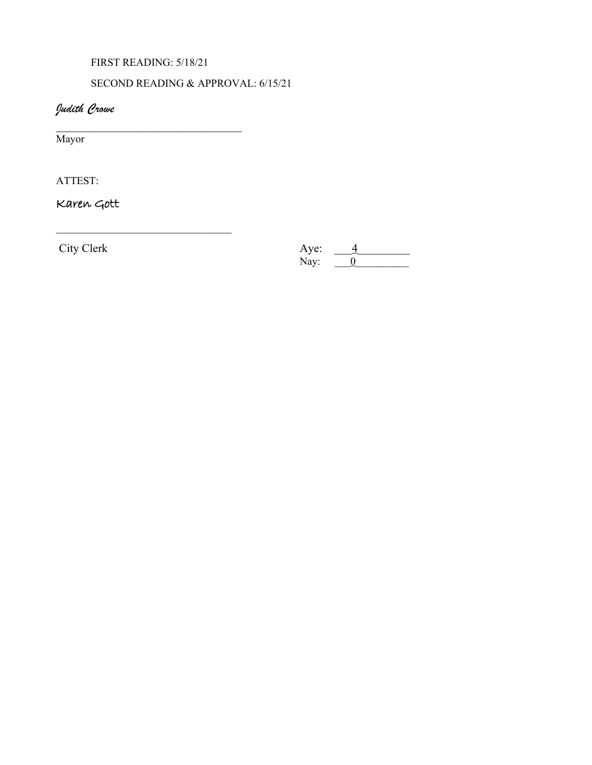FIRST READING: 5/18/21

SECOND READING & APPROVAL: 6/15/21

*Judith Crowe*

\_\_\_\_\_\_\_\_\_\_\_\_\_\_\_\_\_\_\_\_\_\_\_\_\_\_\_\_\_\_\_\_\_\_\_

Mayor

ATTEST:

Karen Gott

\_\_\_\_\_\_\_\_\_\_\_\_\_\_\_\_\_\_\_\_\_\_\_\_\_\_\_\_\_\_\_\_\_

City Clerk

Aye: 4

Nay: 0